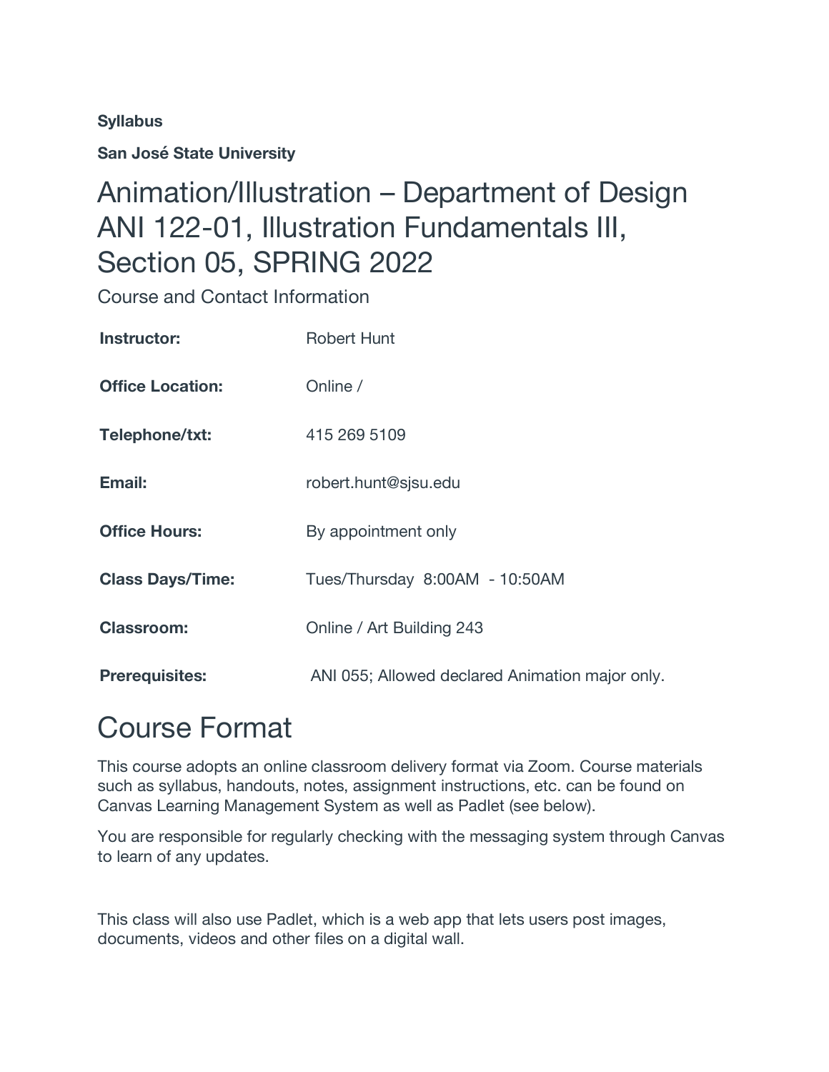**Syllabus**

**San José State University**

# Animation/Illustration – Department of Design ANI 122-01, Illustration Fundamentals III, Section 05, SPRING 2022

Course and Contact Information

| | |
|---|---|
| **Instructor:** | Robert Hunt |
| **Office Location:** | Online / |
| **Telephone/txt:** | 415 269 5109 |
| **Email:** | robert.hunt@sjsu.edu |
| **Office Hours:** | By appointment only |
| **Class Days/Time:** | Tues/Thursday 8:00AM - 10:50AM |
| **Classroom:** | Online / Art Building 243 |
| **Prerequisites:** | ANI 055; Allowed declared Animation major only. |

# Course Format

This course adopts an online classroom delivery format via Zoom. Course materials such as syllabus, handouts, notes, assignment instructions, etc. can be found on Canvas Learning Management System as well as Padlet (see below).

You are responsible for regularly checking with the messaging system through Canvas to learn of any updates.

This class will also use Padlet, which is a web app that lets users post images, documents, videos and other files on a digital wall.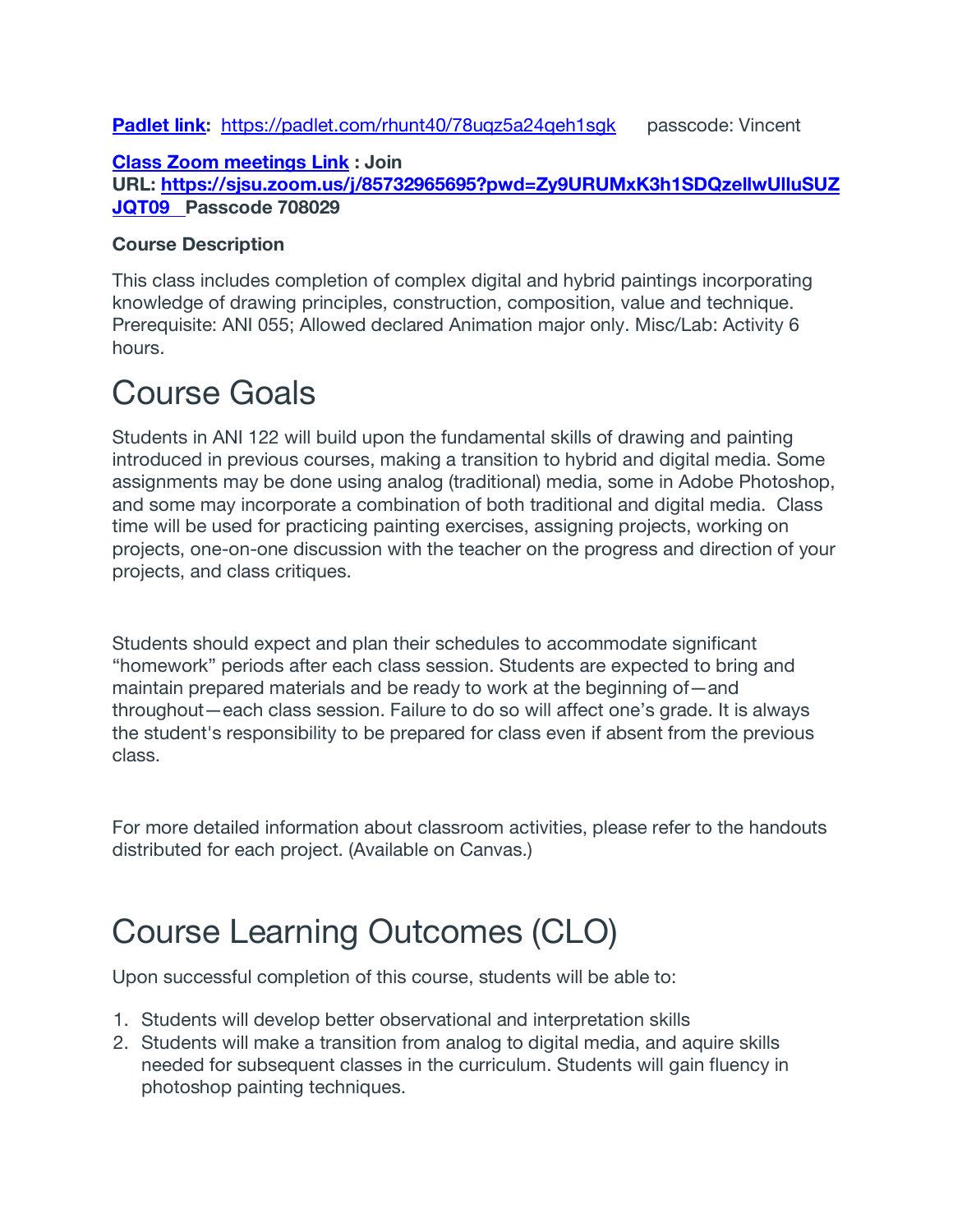**[Padlet link](https://padlet.com/rhunt40/78uqz5a24qeh1sgk):** https://padlet.com/rhunt40/78uqz5a24qeh1sgk passcode: Vincent

**[Class Zoom meetings Link](https://sjsu.zoom.us/j/85732965695?pwd=Zy9URUMxK3h1SDQzellwUlluSUZJQT09) : Join URL: https://sjsu.zoom.us/j/85732965695?pwd=Zy9URUMxK3h1SDQzellwUlluSUZJQT09 Passcode 708029**

**Course Description**

This class includes completion of complex digital and hybrid paintings incorporating knowledge of drawing principles, construction, composition, value and technique. Prerequisite: ANI 055; Allowed declared Animation major only. Misc/Lab: Activity 6 hours.

# Course Goals

Students in ANI 122 will build upon the fundamental skills of drawing and painting introduced in previous courses, making a transition to hybrid and digital media. Some assignments may be done using analog (traditional) media, some in Adobe Photoshop, and some may incorporate a combination of both traditional and digital media. Class time will be used for practicing painting exercises, assigning projects, working on projects, one-on-one discussion with the teacher on the progress and direction of your projects, and class critiques.

Students should expect and plan their schedules to accommodate significant "homework" periods after each class session. Students are expected to bring and maintain prepared materials and be ready to work at the beginning of—and throughout—each class session. Failure to do so will affect one's grade. It is always the student's responsibility to be prepared for class even if absent from the previous class.

For more detailed information about classroom activities, please refer to the handouts distributed for each project. (Available on Canvas.)

# Course Learning Outcomes (CLO)

Upon successful completion of this course, students will be able to:

1. Students will develop better observational and interpretation skills
2. Students will make a transition from analog to digital media, and aquire skills needed for subsequent classes in the curriculum. Students will gain fluency in photoshop painting techniques.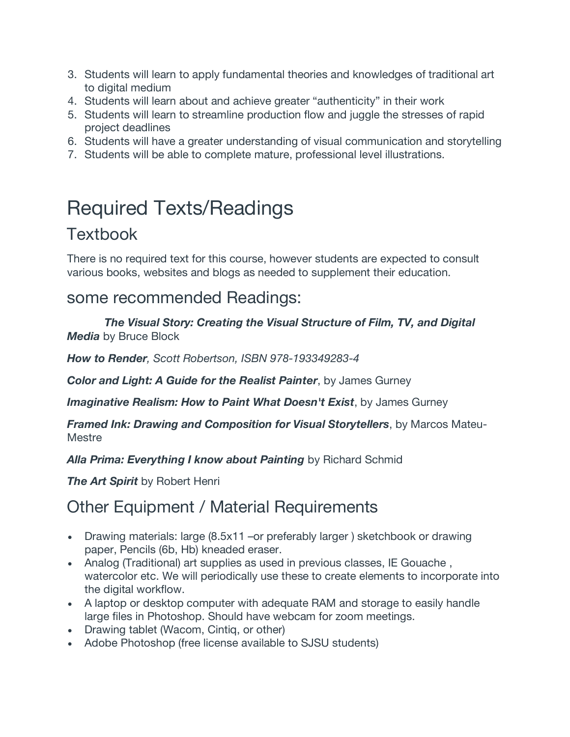3. Students will learn to apply fundamental theories and knowledges of traditional art to digital medium
4. Students will learn about and achieve greater “authenticity” in their work
5. Students will learn to streamline production flow and juggle the stresses of rapid project deadlines
6. Students will have a greater understanding of visual communication and storytelling
7. Students will be able to complete mature, professional level illustrations.

# Required Texts/Readings

## Textbook

There is no required text for this course, however students are expected to consult various books, websites and blogs as needed to supplement their education.

## some recommended Readings:

***The Visual Story: Creating the Visual Structure of Film, TV, and Digital Media*** by Bruce Block

***How to Render****, Scott Robertson, ISBN 978-193349283-4*

***Color and Light: A Guide for the Realist Painter***, by James Gurney

***Imaginative Realism: How to Paint What Doesn't Exist***, by James Gurney

***Framed Ink: Drawing and Composition for Visual Storytellers***, by Marcos Mateu-Mestre

***Alla Prima: Everything I know about Painting*** by Richard Schmid

***The Art Spirit*** by Robert Henri

## Other Equipment / Material Requirements

- Drawing materials: large (8.5x11 –or preferably larger ) sketchbook or drawing paper, Pencils (6b, Hb) kneaded eraser.
- Analog (Traditional) art supplies as used in previous classes, IE Gouache , watercolor etc. We will periodically use these to create elements to incorporate into the digital workflow.
- A laptop or desktop computer with adequate RAM and storage to easily handle large files in Photoshop. Should have webcam for zoom meetings.
- Drawing tablet (Wacom, Cintiq, or other)
- Adobe Photoshop (free license available to SJSU students)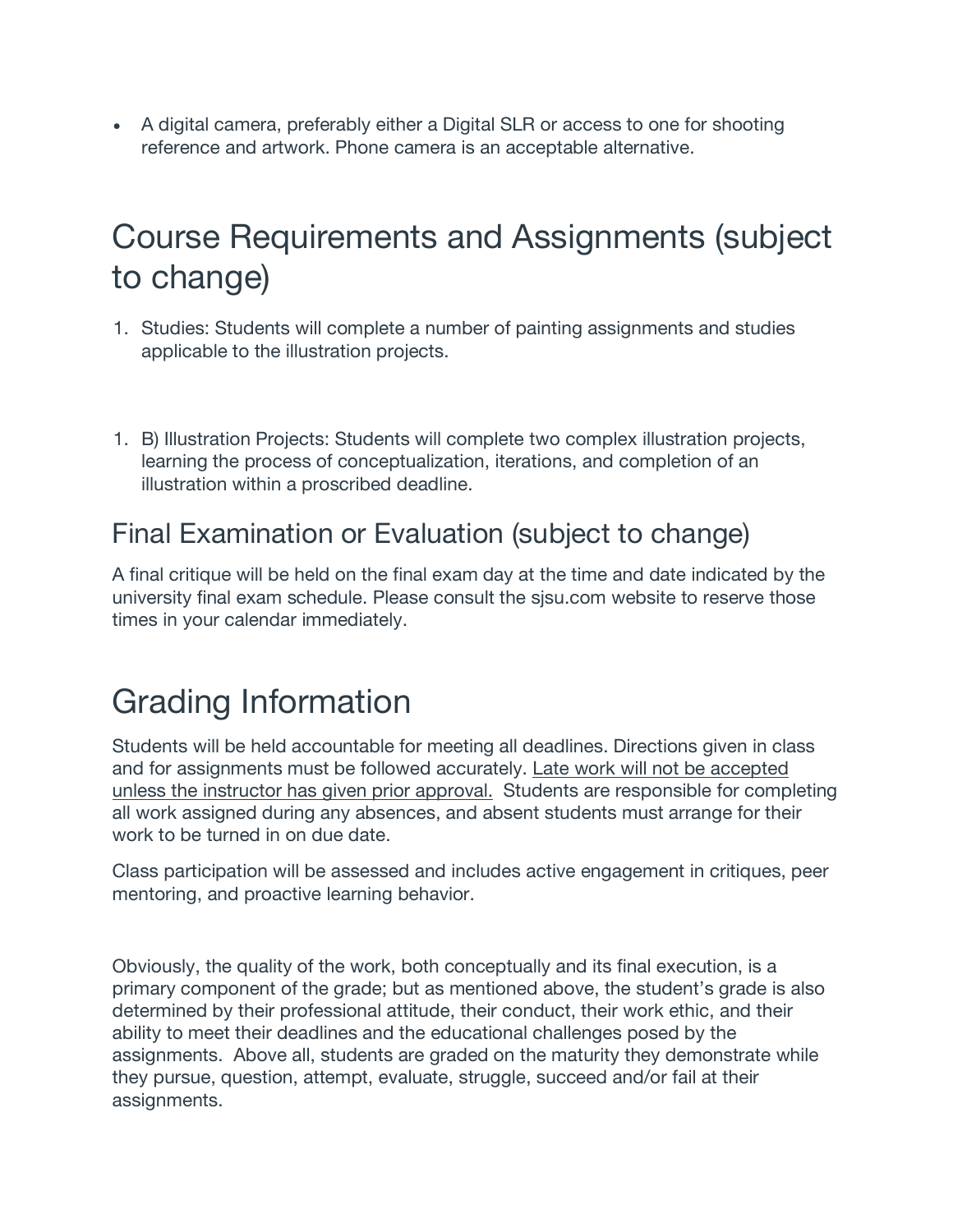- A digital camera, preferably either a Digital SLR or access to one for shooting reference and artwork. Phone camera is an acceptable alternative.

# Course Requirements and Assignments (subject to change)

1. Studies: Students will complete a number of painting assignments and studies applicable to the illustration projects.

1. B) Illustration Projects: Students will complete two complex illustration projects, learning the process of conceptualization, iterations, and completion of an illustration within a proscribed deadline.

## Final Examination or Evaluation (subject to change)

A final critique will be held on the final exam day at the time and date indicated by the university final exam schedule. Please consult the sjsu.com website to reserve those times in your calendar immediately.

# Grading Information

Students will be held accountable for meeting all deadlines. Directions given in class and for assignments must be followed accurately. Late work will not be accepted unless the instructor has given prior approval. Students are responsible for completing all work assigned during any absences, and absent students must arrange for their work to be turned in on due date.

Class participation will be assessed and includes active engagement in critiques, peer mentoring, and proactive learning behavior.

Obviously, the quality of the work, both conceptually and its final execution, is a primary component of the grade; but as mentioned above, the student's grade is also determined by their professional attitude, their conduct, their work ethic, and their ability to meet their deadlines and the educational challenges posed by the assignments. Above all, students are graded on the maturity they demonstrate while they pursue, question, attempt, evaluate, struggle, succeed and/or fail at their assignments.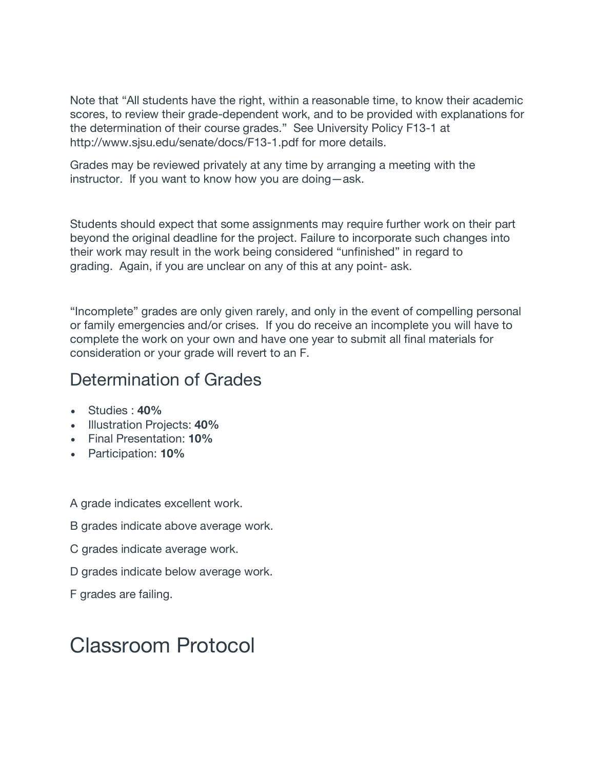Note that “All students have the right, within a reasonable time, to know their academic scores, to review their grade-dependent work, and to be provided with explanations for the determination of their course grades.” See University Policy F13-1 at http://www.sjsu.edu/senate/docs/F13-1.pdf for more details.

Grades may be reviewed privately at any time by arranging a meeting with the instructor. If you want to know how you are doing—ask.

Students should expect that some assignments may require further work on their part beyond the original deadline for the project. Failure to incorporate such changes into their work may result in the work being considered “unfinished” in regard to grading. Again, if you are unclear on any of this at any point- ask.

“Incomplete” grades are only given rarely, and only in the event of compelling personal or family emergencies and/or crises. If you do receive an incomplete you will have to complete the work on your own and have one year to submit all final materials for consideration or your grade will revert to an F.

## Determination of Grades

- Studies : **40%**
- Illustration Projects: **40%**
- Final Presentation: **10%**
- Participation: **10%**

A grade indicates excellent work.

B grades indicate above average work.

C grades indicate average work.

D grades indicate below average work.

F grades are failing.

# Classroom Protocol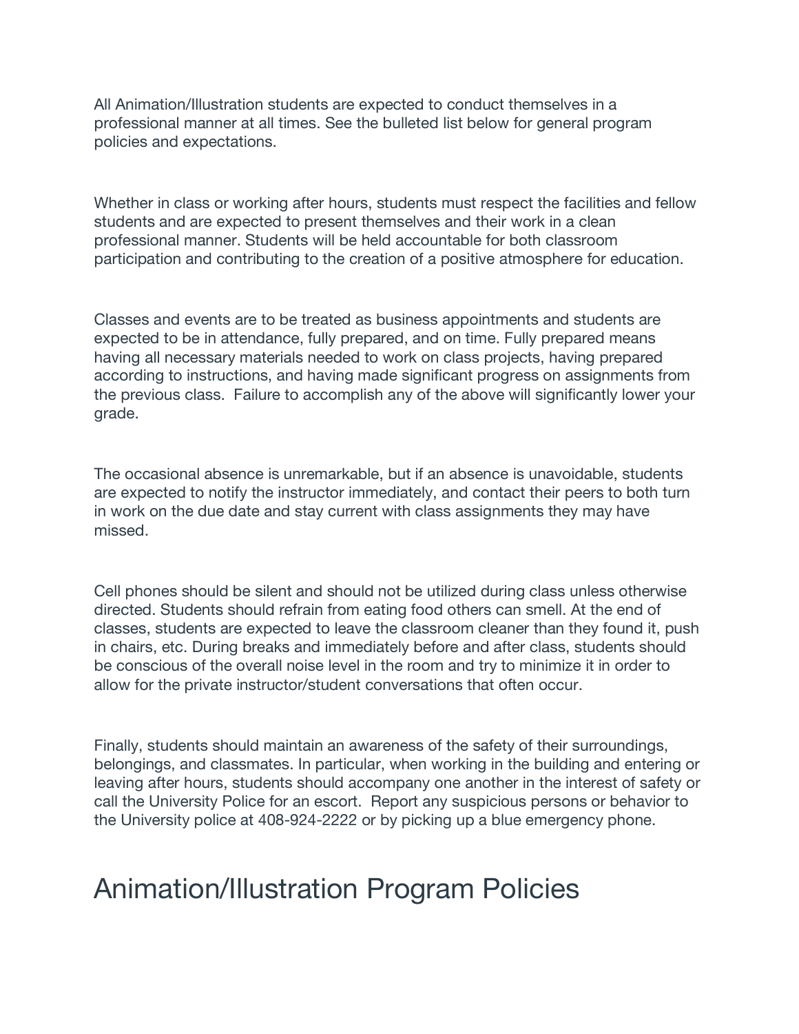All Animation/Illustration students are expected to conduct themselves in a professional manner at all times. See the bulleted list below for general program policies and expectations.

Whether in class or working after hours, students must respect the facilities and fellow students and are expected to present themselves and their work in a clean professional manner. Students will be held accountable for both classroom participation and contributing to the creation of a positive atmosphere for education.

Classes and events are to be treated as business appointments and students are expected to be in attendance, fully prepared, and on time. Fully prepared means having all necessary materials needed to work on class projects, having prepared according to instructions, and having made significant progress on assignments from the previous class. Failure to accomplish any of the above will significantly lower your grade.

The occasional absence is unremarkable, but if an absence is unavoidable, students are expected to notify the instructor immediately, and contact their peers to both turn in work on the due date and stay current with class assignments they may have missed.

Cell phones should be silent and should not be utilized during class unless otherwise directed. Students should refrain from eating food others can smell. At the end of classes, students are expected to leave the classroom cleaner than they found it, push in chairs, etc. During breaks and immediately before and after class, students should be conscious of the overall noise level in the room and try to minimize it in order to allow for the private instructor/student conversations that often occur.

Finally, students should maintain an awareness of the safety of their surroundings, belongings, and classmates. In particular, when working in the building and entering or leaving after hours, students should accompany one another in the interest of safety or call the University Police for an escort. Report any suspicious persons or behavior to the University police at 408-924-2222 or by picking up a blue emergency phone.

# Animation/Illustration Program Policies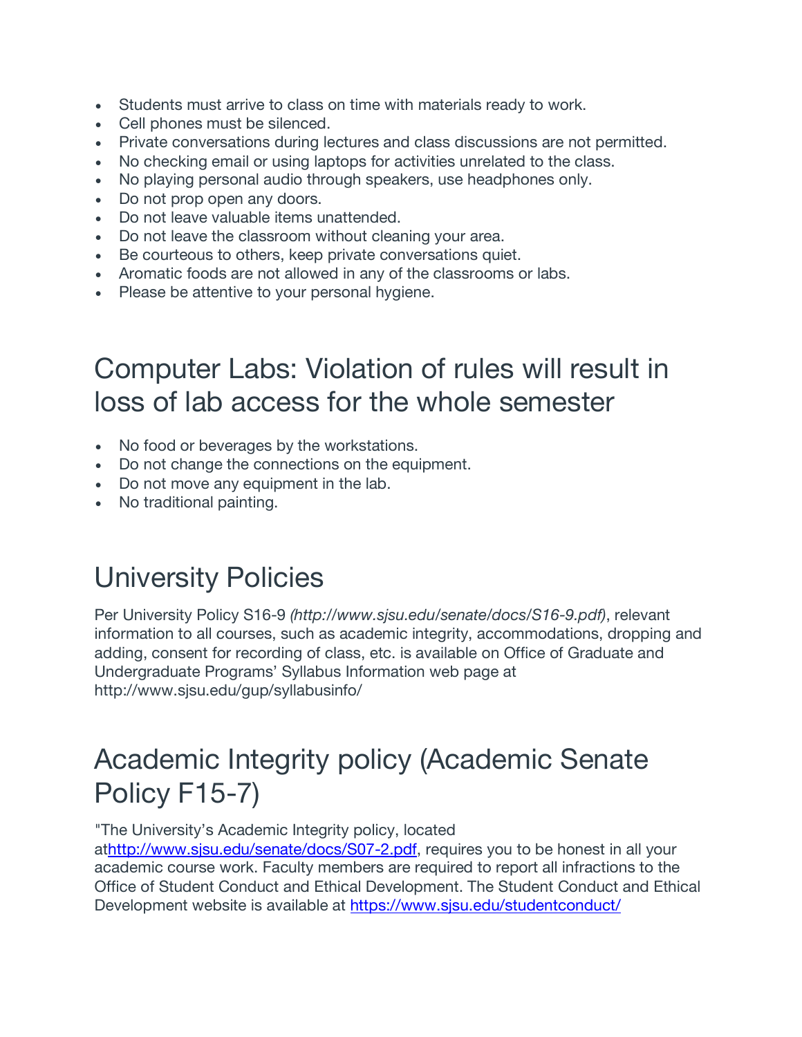- Students must arrive to class on time with materials ready to work.
- Cell phones must be silenced.
- Private conversations during lectures and class discussions are not permitted.
- No checking email or using laptops for activities unrelated to the class.
- No playing personal audio through speakers, use headphones only.
- Do not prop open any doors.
- Do not leave valuable items unattended.
- Do not leave the classroom without cleaning your area.
- Be courteous to others, keep private conversations quiet.
- Aromatic foods are not allowed in any of the classrooms or labs.
- Please be attentive to your personal hygiene.

# Computer Labs: Violation of rules will result in loss of lab access for the whole semester

- No food or beverages by the workstations.
- Do not change the connections on the equipment.
- Do not move any equipment in the lab.
- No traditional painting.

# University Policies

Per University Policy S16-9 *(http://www.sjsu.edu/senate/docs/S16-9.pdf)*, relevant information to all courses, such as academic integrity, accommodations, dropping and adding, consent for recording of class, etc. is available on Office of Graduate and Undergraduate Programs' Syllabus Information web page at http://www.sjsu.edu/gup/syllabusinfo/

# Academic Integrity policy (Academic Senate Policy F15-7)

"The University's Academic Integrity policy, located at[http://www.sjsu.edu/senate/docs/S07-2.pdf](http://www.sjsu.edu/senate/docs/S07-2.pdf), requires you to be honest in all your academic course work. Faculty members are required to report all infractions to the Office of Student Conduct and Ethical Development. The Student Conduct and Ethical Development website is available at [https://www.sjsu.edu/studentconduct/](https://www.sjsu.edu/studentconduct/)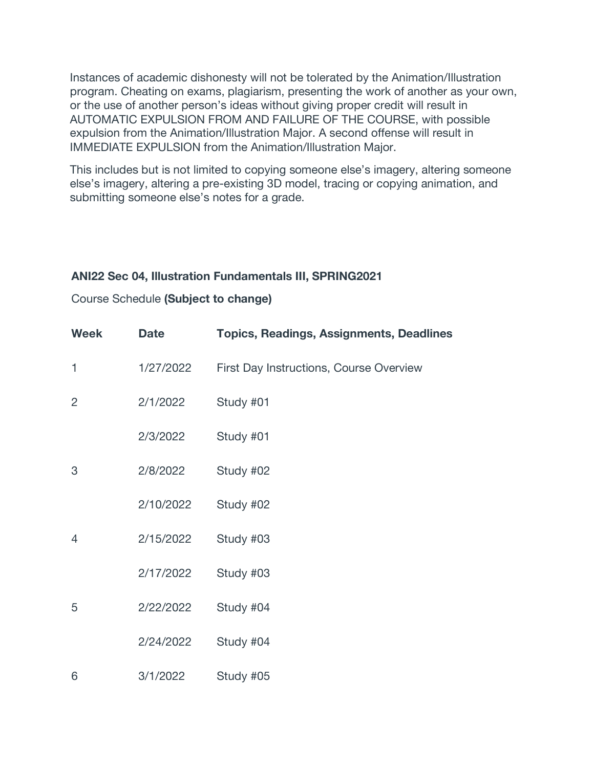Instances of academic dishonesty will not be tolerated by the Animation/Illustration program. Cheating on exams, plagiarism, presenting the work of another as your own, or the use of another person's ideas without giving proper credit will result in AUTOMATIC EXPULSION FROM AND FAILURE OF THE COURSE, with possible expulsion from the Animation/Illustration Major. A second offense will result in IMMEDIATE EXPULSION from the Animation/Illustration Major.

This includes but is not limited to copying someone else's imagery, altering someone else's imagery, altering a pre-existing 3D model, tracing or copying animation, and submitting someone else's notes for a grade.

**ANI22 Sec 04, Illustration Fundamentals III, SPRING2021**

Course Schedule **(Subject to change)**

| **Week** | **Date** | **Topics, Readings, Assignments, Deadlines** |
|---|---|---|
| 1 | 1/27/2022 | First Day Instructions, Course Overview |
| 2 | 2/1/2022 | Study #01 |
| | 2/3/2022 | Study #01 |
| 3 | 2/8/2022 | Study #02 |
| | 2/10/2022 | Study #02 |
| 4 | 2/15/2022 | Study #03 |
| | 2/17/2022 | Study #03 |
| 5 | 2/22/2022 | Study #04 |
| | 2/24/2022 | Study #04 |
| 6 | 3/1/2022 | Study #05 |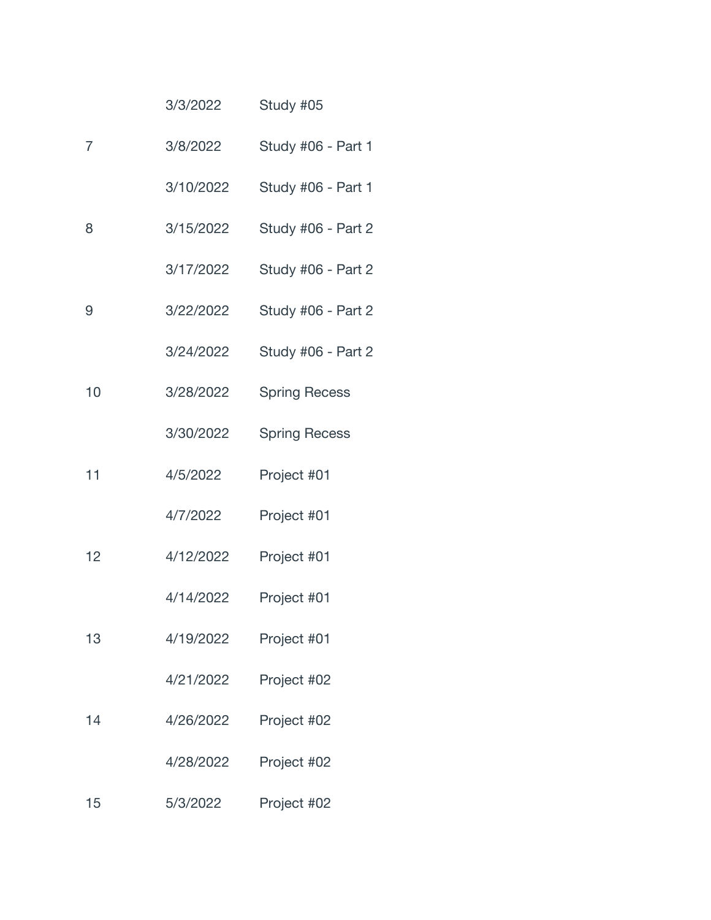|  |  |  |
|---|---|---|
|  | 3/3/2022 | Study #05 |
| 7 | 3/8/2022 | Study #06 - Part 1 |
|  | 3/10/2022 | Study #06 - Part 1 |
| 8 | 3/15/2022 | Study #06 - Part 2 |
|  | 3/17/2022 | Study #06 - Part 2 |
| 9 | 3/22/2022 | Study #06 - Part 2 |
|  | 3/24/2022 | Study #06 - Part 2 |
| 10 | 3/28/2022 | Spring Recess |
|  | 3/30/2022 | Spring Recess |
| 11 | 4/5/2022 | Project #01 |
|  | 4/7/2022 | Project #01 |
| 12 | 4/12/2022 | Project #01 |
|  | 4/14/2022 | Project #01 |
| 13 | 4/19/2022 | Project #01 |
|  | 4/21/2022 | Project #02 |
| 14 | 4/26/2022 | Project #02 |
|  | 4/28/2022 | Project #02 |
| 15 | 5/3/2022 | Project #02 |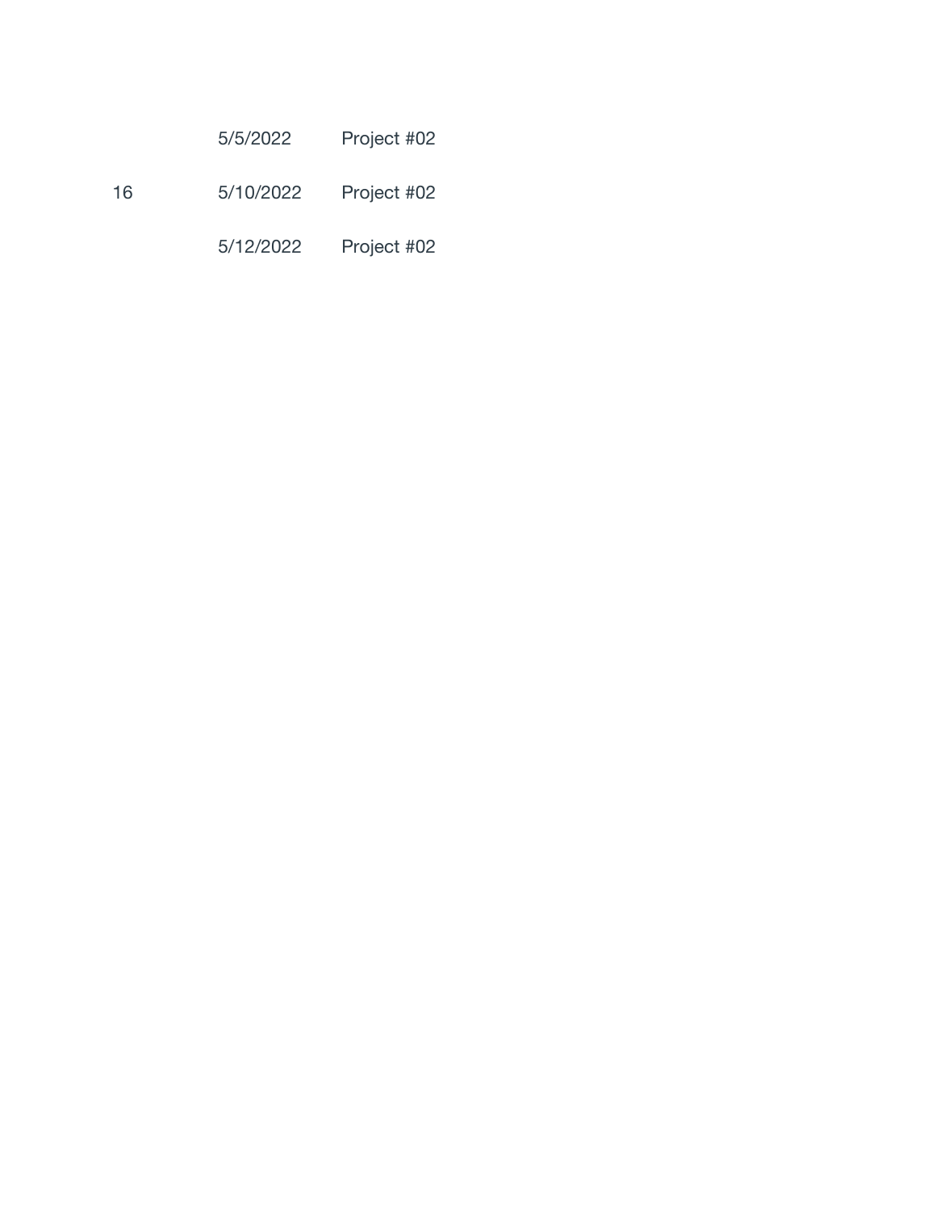| | | |
|---|---|---|
| | 5/5/2022 | Project #02 |
| 16 | 5/10/2022 | Project #02 |
| | 5/12/2022 | Project #02 |